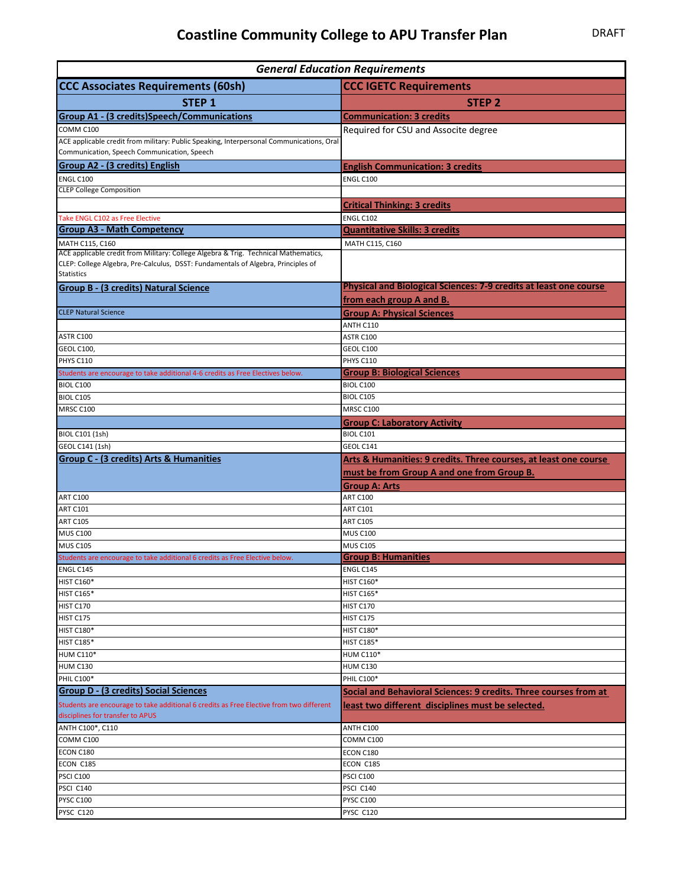# Coastline Community College to APU Transfer Plan

DRAFT

| General Education Requirements | |
|---|---|
| **CCC Associates Requirements (60sh)** | **CCC IGETC Requirements** |
| **STEP 1** | **STEP 2** |
| **Group A1 - (3 credits)Speech/Communications** | **Communication: 3 credits** |
| COMM C100 | Required for CSU and Associte degree |
| ACE applicable credit from military: Public Speaking, Interpersonal Communications, Oral Communication, Speech Communication, Speech | |
| **Group A2 - (3 credits) English** | **English Communication: 3 credits** |
| ENGL C100 | ENGL C100 |
| CLEP College Composition | |
| | **Critical Thinking: 3 credits** |
| Take ENGL C102 as Free Elective | ENGL C102 |
| **Group A3 - Math Competency** | **Quantitative Skills: 3 credits** |
| MATH C115, C160 | MATH C115, C160 |
| ACE applicable credit from Military: College Algebra & Trig. Technical Mathematics, CLEP: College Algebra, Pre-Calculus, DSST: Fundamentals of Algebra, Principles of Statistics | |
| **Group B - (3 credits) Natural Science** | **Physical and Biological Sciences: 7-9 credits at least one course from each group A and B.** |
| CLEP Natural Science | **Group A: Physical Sciences** |
| | ANTH C110 |
| ASTR C100 | ASTR C100 |
| GEOL C100, | GEOL C100 |
| PHYS C110 | PHYS C110 |
| Students are encourage to take additional 4-6 credits as Free Electives below. | **Group B: Biological Sciences** |
| BIOL C100 | BIOL C100 |
| BIOL C105 | BIOL C105 |
| MRSC C100 | MRSC C100 |
| | **Group C: Laboratory Activity** |
| BIOL C101 (1sh) | BIOL C101 |
| GEOL C141 (1sh) | GEOL C141 |
| **Group C - (3 credits) Arts & Humanities** | **Arts & Humanities: 9 credits. Three courses, at least one course must be from Group A and one from Group B.** |
| | **Group A: Arts** |
| ART C100 | ART C100 |
| ART C101 | ART C101 |
| ART C105 | ART C105 |
| MUS C100 | MUS C100 |
| MUS C105 | MUS C105 |
| Students are encourage to take additional 6 credits as Free Elective below. | **Group B: Humanities** |
| ENGL C145 | ENGL C145 |
| HIST C160* | HIST C160* |
| HIST C165* | HIST C165* |
| HIST C170 | HIST C170 |
| HIST C175 | HIST C175 |
| HIST C180* | HIST C180* |
| HIST C185* | HIST C185* |
| HUM C110* | HUM C110* |
| HUM C130 | HUM C130 |
| PHIL C100* | PHIL C100* |
| **Group D - (3 credits) Social Sciences** | **Social and Behavioral Sciences: 9 credits. Three courses from at least two different disciplines must be selected.** |
| Students are encourage to take additional 6 credits as Free Elective from two different disciplines for transfer to APUS | |
| ANTH C100*, C110 | ANTH C100 |
| COMM C100 | COMM C100 |
| ECON C180 | ECON C180 |
| ECON C185 | ECON C185 |
| PSCI C100 | PSCI C100 |
| PSCI C140 | PSCI C140 |
| PYSC C100 | PYSC C100 |
| PYSC C120 | PYSC C120 |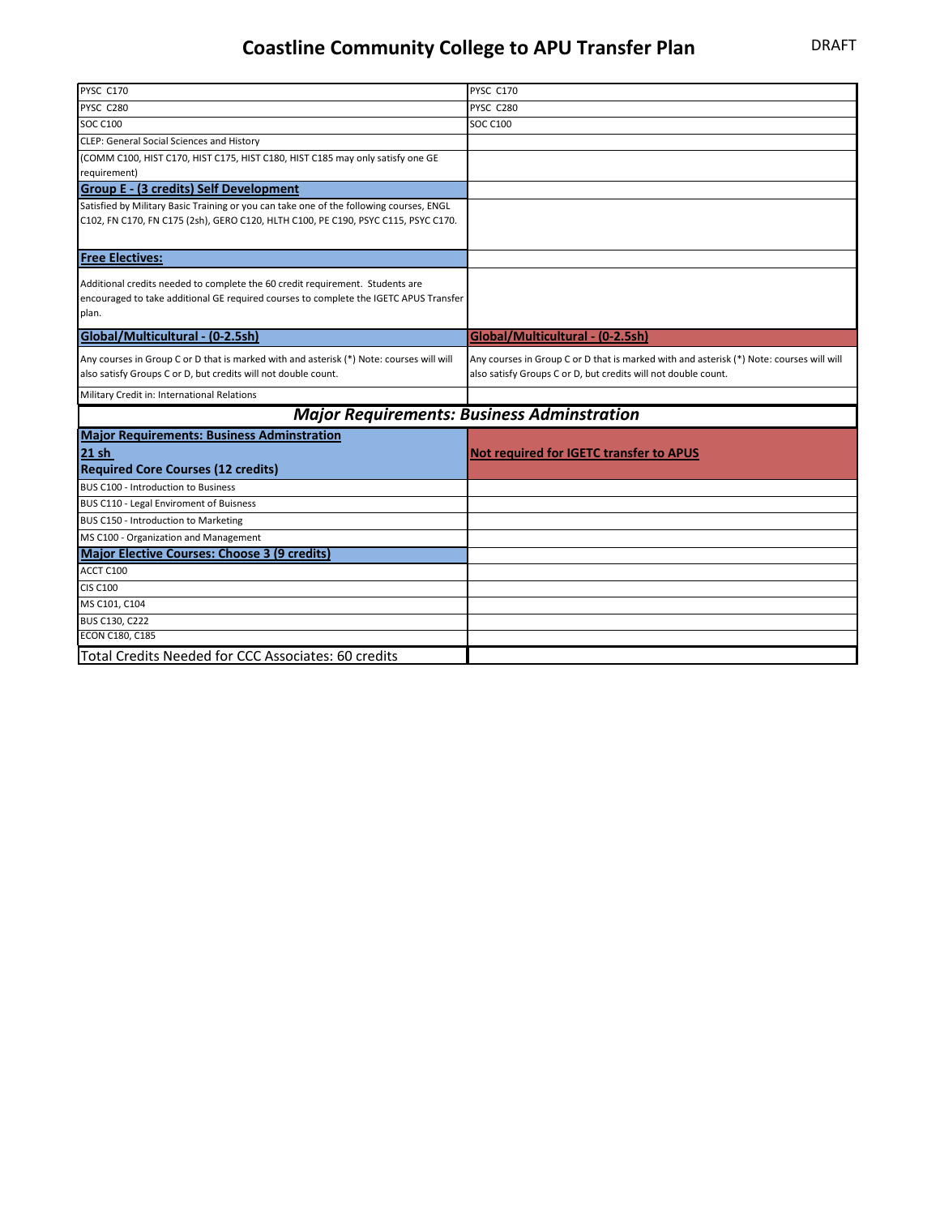# Coastline Community College to APU Transfer Plan

DRAFT

| | |
|---|---|
| PYSC C170 | PYSC C170 |
| PYSC C280 | PYSC C280 |
| SOC C100 | SOC C100 |
| CLEP: General Social Sciences and History | |
| (COMM C100, HIST C170, HIST C175, HIST C180, HIST C185 may only satisfy one GE requirement) | |
| **Group E - (3 credits) Self Development** | |
| Satisfied by Military Basic Training or you can take one of the following courses, ENGL C102, FN C170, FN C175 (2sh), GERO C120, HLTH C100, PE C190, PSYC C115, PSYC C170. | |
| **Free Electives:** | |
| Additional credits needed to complete the 60 credit requirement. Students are encouraged to take additional GE required courses to complete the IGETC APUS Transfer plan. | |
| **Global/Multicultural - (0-2.5sh)** | **Global/Multicultural - (0-2.5sh)** |
| Any courses in Group C or D that is marked with and asterisk (*) Note: courses will will also satisfy Groups C or D, but credits will not double count. | Any courses in Group C or D that is marked with and asterisk (*) Note: courses will will also satisfy Groups C or D, but credits will not double count. |
| Military Credit in: International Relations | |
| ***Major Requirements: Business Adminstration*** | |
| **Major Requirements: Business Adminstration 21 sh Required Core Courses (12 credits)** | **Not required for IGETC transfer to APUS** |
| BUS C100 - Introduction to Business | |
| BUS C110 - Legal Enviroment of Buisness | |
| BUS C150 - Introduction to Marketing | |
| MS C100 - Organization and Management | |
| **Major Elective Courses: Choose 3 (9 credits)** | |
| ACCT C100 | |
| CIS C100 | |
| MS C101, C104 | |
| BUS C130, C222 | |
| ECON C180, C185 | |
| Total Credits Needed for CCC Associates: 60 credits | |